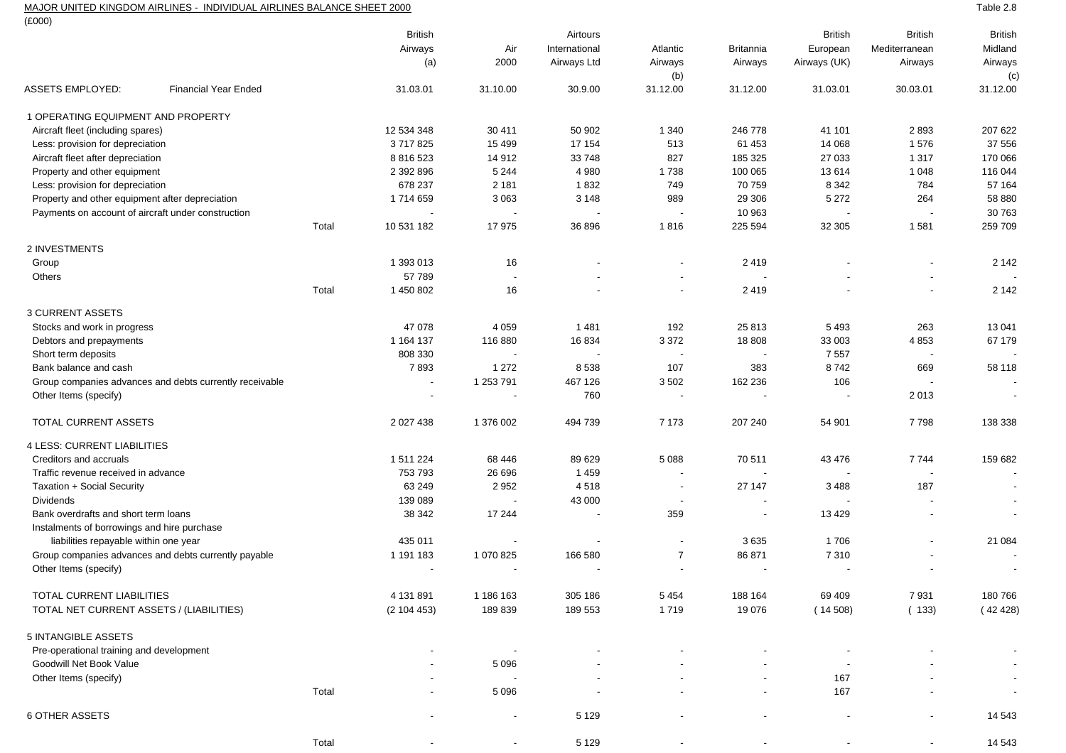MAJOR UNITED KINGDOM AIRLINES - INDIVIDUAL AIRLINES BALANCE SHEET 2000

Table 2.8

(£000)

| | | British Airways (a) | Air 2000 | Airtours International Airways Ltd | Atlantic Airways (b) | Britannia Airways | British European Airways (UK) | British Mediterranean Airways | British Midland Airways (c) |
|---|---|---|---|---|---|---|---|---|---|
| ASSETS EMPLOYED: Financial Year Ended | | 31.03.01 | 31.10.00 | 30.9.00 | 31.12.00 | 31.12.00 | 31.03.01 | 30.03.01 | 31.12.00 |
| **1 OPERATING EQUIPMENT AND PROPERTY** | | | | | | | | | |
| Aircraft fleet (including spares) | | 12 534 348 | 30 411 | 50 902 | 1 340 | 246 778 | 41 101 | 2 893 | 207 622 |
| Less: provision for depreciation | | 3 717 825 | 15 499 | 17 154 | 513 | 61 453 | 14 068 | 1 576 | 37 556 |
| Aircraft fleet after depreciation | | 8 816 523 | 14 912 | 33 748 | 827 | 185 325 | 27 033 | 1 317 | 170 066 |
| Property and other equipment | | 2 392 896 | 5 244 | 4 980 | 1 738 | 100 065 | 13 614 | 1 048 | 116 044 |
| Less: provision for depreciation | | 678 237 | 2 181 | 1 832 | 749 | 70 759 | 8 342 | 784 | 57 164 |
| Property and other equipment after depreciation | | 1 714 659 | 3 063 | 3 148 | 989 | 29 306 | 5 272 | 264 | 58 880 |
| Payments on account of aircraft under construction | | - | - | - | - | 10 963 | - | - | 30 763 |
| | Total | 10 531 182 | 17 975 | 36 896 | 1 816 | 225 594 | 32 305 | 1 581 | 259 709 |
| **2 INVESTMENTS** | | | | | | | | | |
| Group | | 1 393 013 | 16 | - | - | 2 419 | - | - | 2 142 |
| Others | | 57 789 | - | - | - | - | - | - | - |
| | Total | 1 450 802 | 16 | - | - | 2 419 | - | - | 2 142 |
| **3 CURRENT ASSETS** | | | | | | | | | |
| Stocks and work in progress | | 47 078 | 4 059 | 1 481 | 192 | 25 813 | 5 493 | 263 | 13 041 |
| Debtors and prepayments | | 1 164 137 | 116 880 | 16 834 | 3 372 | 18 808 | 33 003 | 4 853 | 67 179 |
| Short term deposits | | 808 330 | - | - | - | - | 7 557 | - | - |
| Bank balance and cash | | 7 893 | 1 272 | 8 538 | 107 | 383 | 8 742 | 669 | 58 118 |
| Group companies advances and debts currently receivable | | - | 1 253 791 | 467 126 | 3 502 | 162 236 | 106 | - | - |
| Other Items (specify) | | - | - | 760 | - | - | - | 2 013 | - |
| TOTAL CURRENT ASSETS | | 2 027 438 | 1 376 002 | 494 739 | 7 173 | 207 240 | 54 901 | 7 798 | 138 338 |
| **4 LESS: CURRENT LIABILITIES** | | | | | | | | | |
| Creditors and accruals | | 1 511 224 | 68 446 | 89 629 | 5 088 | 70 511 | 43 476 | 7 744 | 159 682 |
| Traffic revenue received in advance | | 753 793 | 26 696 | 1 459 | - | - | - | - | - |
| Taxation + Social Security | | 63 249 | 2 952 | 4 518 | - | 27 147 | 3 488 | 187 | - |
| Dividends | | 139 089 | - | 43 000 | - | - | - | - | - |
| Bank overdrafts and short term loans | | 38 342 | 17 244 | - | 359 | - | 13 429 | - | - |
| Instalments of borrowings and hire purchase liabilities repayable within one year | | 435 011 | - | - | - | 3 635 | 1 706 | - | 21 084 |
| Group companies advances and debts currently payable | | 1 191 183 | 1 070 825 | 166 580 | 7 | 86 871 | 7 310 | - | - |
| Other Items (specify) | | - | - | - | - | - | - | - | - |
| TOTAL CURRENT LIABILITIES | | 4 131 891 | 1 186 163 | 305 186 | 5 454 | 188 164 | 69 409 | 7 931 | 180 766 |
| TOTAL NET CURRENT ASSETS / (LIABILITIES) | | (2 104 453) | 189 839 | 189 553 | 1 719 | 19 076 | ( 14 508) | ( 133) | ( 42 428) |
| **5 INTANGIBLE ASSETS** | | | | | | | | | |
| Pre-operational training and development | | - | - | - | - | - | - | - | - |
| Goodwill Net Book Value | | - | 5 096 | - | - | - | - | - | - |
| Other Items (specify) | | - | - | - | - | - | 167 | - | - |
| | Total | - | 5 096 | - | - | - | 167 | - | - |
| **6 OTHER ASSETS** | | - | - | 5 129 | - | - | - | - | 14 543 |
| | Total | - | - | 5 129 | - | - | - | - | 14 543 |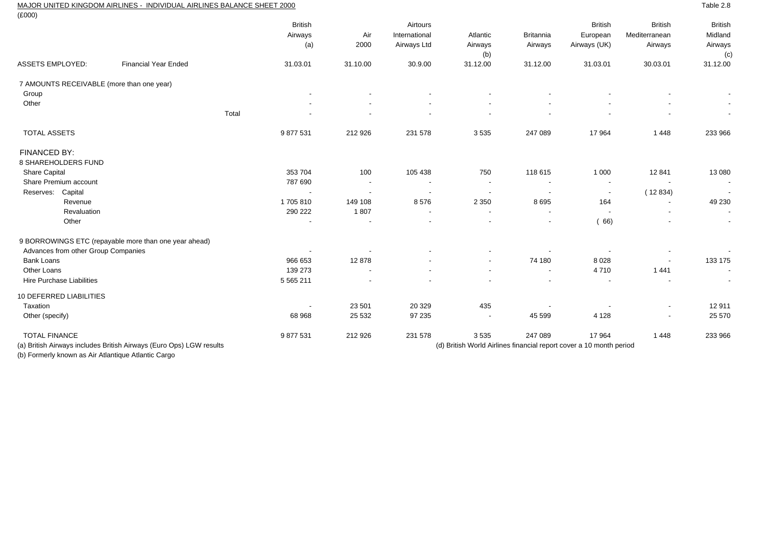MAJOR UNITED KINGDOM AIRLINES - INDIVIDUAL AIRLINES BALANCE SHEET 2000

(£000)

Table 2.8

| | | British Airways (a) | Air 2000 | Airtours International Airways Ltd | Atlantic Airways (b) | Britannia Airways | British European Airways (UK) | British Mediterranean Airways | British Midland Airways (c) |
|---|---|---|---|---|---|---|---|---|---|
| ASSETS EMPLOYED: | Financial Year Ended | 31.03.01 | 31.10.00 | 30.9.00 | 31.12.00 | 31.12.00 | 31.03.01 | 30.03.01 | 31.12.00 |
| 7 AMOUNTS RECEIVABLE (more than one year) | | | | | | | | | |
| Group | | - | - | - | - | - | - | - | - |
| Other | | - | - | - | - | - | - | - | - |
| | Total | - | - | - | - | - | - | - | - |
| TOTAL ASSETS | | 9 877 531 | 212 926 | 231 578 | 3 535 | 247 089 | 17 964 | 1 448 | 233 966 |
| FINANCED BY: | | | | | | | | | |
| 8 SHAREHOLDERS FUND | | | | | | | | | |
| Share Capital | | 353 704 | 100 | 105 438 | 750 | 118 615 | 1 000 | 12 841 | 13 080 |
| Share Premium account | | 787 690 | - | - | - | - | - | - | - |
| Reserves: Capital | | - | - | - | - | - | - | ( 12 834) | - |
| Revenue | | 1 705 810 | 149 108 | 8 576 | 2 350 | 8 695 | 164 | - | 49 230 |
| Revaluation | | 290 222 | 1 807 | - | - | - | - | - | - |
| Other | | - | - | - | - | - | ( 66) | - | - |
| 9 BORROWINGS ETC (repayable more than one year ahead) | | | | | | | | | |
| Advances from other Group Companies | | - | - | - | - | - | - | - | - |
| Bank Loans | | 966 653 | 12 878 | - | - | 74 180 | 8 028 | - | 133 175 |
| Other Loans | | 139 273 | - | - | - | - | 4 710 | 1 441 | - |
| Hire Purchase Liabilities | | 5 565 211 | - | - | - | - | - | - | - |
| 10 DEFERRED LIABILITIES | | | | | | | | | |
| Taxation | | - | 23 501 | 20 329 | 435 | - | - | - | 12 911 |
| Other (specify) | | 68 968 | 25 532 | 97 235 | - | 45 599 | 4 128 | - | 25 570 |
| TOTAL FINANCE | | 9 877 531 | 212 926 | 231 578 | 3 535 | 247 089 | 17 964 | 1 448 | 233 966 |

(a) British Airways includes British Airways (Euro Ops) LGW results

(b) Formerly known as Air Atlantique Atlantic Cargo

(d) British World Airlines financial report cover a 10 month period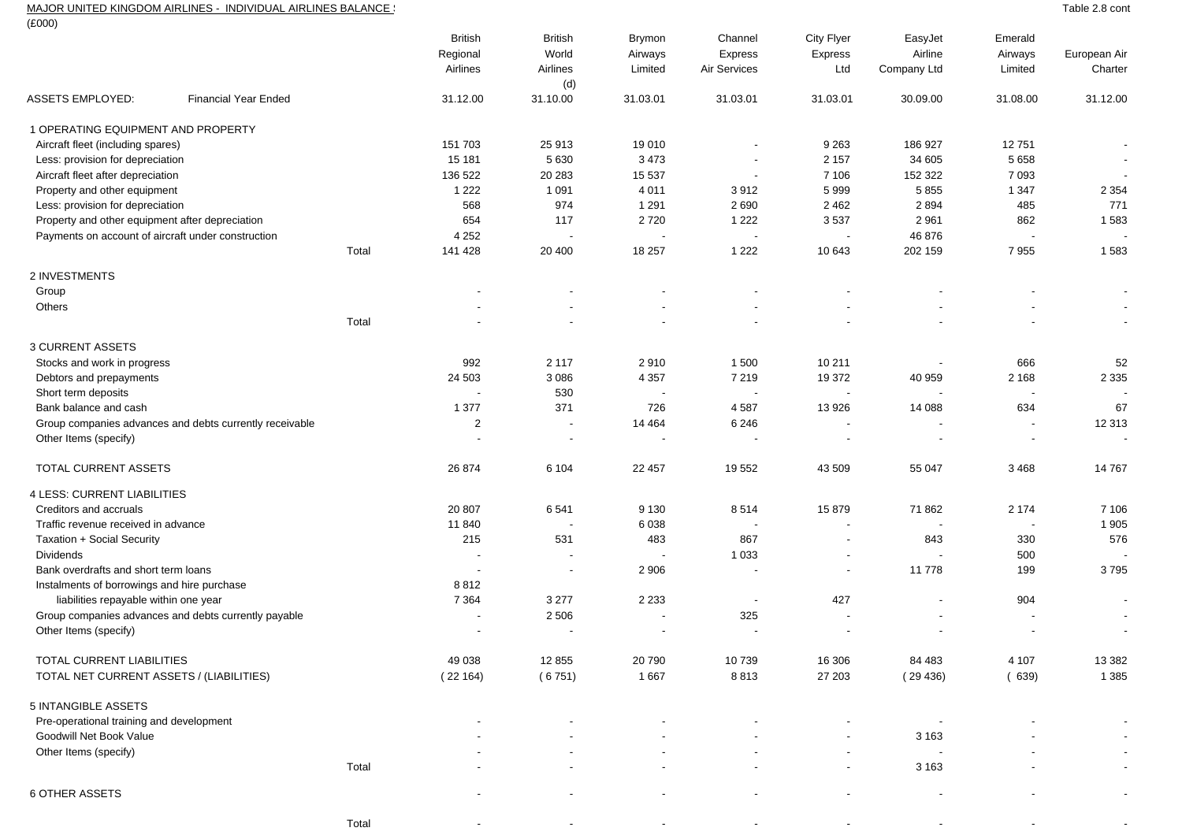MAJOR UNITED KINGDOM AIRLINES - INDIVIDUAL AIRLINES BALANCE S

(£000)

Table 2.8 cont

| ASSETS EMPLOYED: Financial Year Ended | | British Regional Airlines | British World Airlines (d) | Brymon Airways Limited | Channel Express Air Services | City Flyer Express Ltd | EasyJet Airline Company Ltd | Emerald Airways Limited | European Air Charter |
|---|---|---|---|---|---|---|---|---|---|
| | | 31.12.00 | 31.10.00 | 31.03.01 | 31.03.01 | 31.03.01 | 30.09.00 | 31.08.00 | 31.12.00 |
| **1 OPERATING EQUIPMENT AND PROPERTY** | | | | | | | | | |
| Aircraft fleet (including spares) | | 151 703 | 25 913 | 19 010 | - | 9 263 | 186 927 | 12 751 | - |
| Less: provision for depreciation | | 15 181 | 5 630 | 3 473 | - | 2 157 | 34 605 | 5 658 | - |
| Aircraft fleet after depreciation | | 136 522 | 20 283 | 15 537 | - | 7 106 | 152 322 | 7 093 | - |
| Property and other equipment | | 1 222 | 1 091 | 4 011 | 3 912 | 5 999 | 5 855 | 1 347 | 2 354 |
| Less: provision for depreciation | | 568 | 974 | 1 291 | 2 690 | 2 462 | 2 894 | 485 | 771 |
| Property and other equipment after depreciation | | 654 | 117 | 2 720 | 1 222 | 3 537 | 2 961 | 862 | 1 583 |
| Payments on account of aircraft under construction | | 4 252 | - | - | - | - | 46 876 | - | - |
| | Total | 141 428 | 20 400 | 18 257 | 1 222 | 10 643 | 202 159 | 7 955 | 1 583 |
| **2 INVESTMENTS** | | | | | | | | | |
| Group | | - | - | - | - | - | - | - | - |
| Others | | - | - | - | - | - | - | - | - |
| | Total | - | - | - | - | - | - | - | - |
| **3 CURRENT ASSETS** | | | | | | | | | |
| Stocks and work in progress | | 992 | 2 117 | 2 910 | 1 500 | 10 211 | - | 666 | 52 |
| Debtors and prepayments | | 24 503 | 3 086 | 4 357 | 7 219 | 19 372 | 40 959 | 2 168 | 2 335 |
| Short term deposits | | - | 530 | - | - | - | - | - | - |
| Bank balance and cash | | 1 377 | 371 | 726 | 4 587 | 13 926 | 14 088 | 634 | 67 |
| Group companies advances and debts currently receivable | | 2 | - | 14 464 | 6 246 | - | - | - | 12 313 |
| Other Items (specify) | | - | - | - | - | - | - | - | - |
| TOTAL CURRENT ASSETS | | 26 874 | 6 104 | 22 457 | 19 552 | 43 509 | 55 047 | 3 468 | 14 767 |
| **4 LESS: CURRENT LIABILITIES** | | | | | | | | | |
| Creditors and accruals | | 20 807 | 6 541 | 9 130 | 8 514 | 15 879 | 71 862 | 2 174 | 7 106 |
| Traffic revenue received in advance | | 11 840 | - | 6 038 | - | - | - | - | 1 905 |
| Taxation + Social Security | | 215 | 531 | 483 | 867 | - | 843 | 330 | 576 |
| Dividends | | - | - | - | 1 033 | - | - | 500 | - |
| Bank overdrafts and short term loans | | - | - | 2 906 | - | - | 11 778 | 199 | 3 795 |
| Instalments of borrowings and hire purchase | | 8 812 | | | | | | | |
| liabilities repayable within one year | | 7 364 | 3 277 | 2 233 | - | 427 | - | 904 | - |
| Group companies advances and debts currently payable | | - | 2 506 | - | 325 | - | - | - | - |
| Other Items (specify) | | - | - | - | - | - | - | - | - |
| TOTAL CURRENT LIABILITIES | | 49 038 | 12 855 | 20 790 | 10 739 | 16 306 | 84 483 | 4 107 | 13 382 |
| TOTAL NET CURRENT ASSETS / (LIABILITIES) | | ( 22 164) | ( 6 751) | 1 667 | 8 813 | 27 203 | ( 29 436) | ( 639) | 1 385 |
| **5 INTANGIBLE ASSETS** | | | | | | | | | |
| Pre-operational training and development | | - | - | - | - | - | - | - | - |
| Goodwill Net Book Value | | - | - | - | - | - | 3 163 | - | - |
| Other Items (specify) | | - | - | - | - | - | - | - | - |
| | Total | - | - | - | - | - | 3 163 | - | - |
| **6 OTHER ASSETS** | | - | - | - | - | - | - | - | - |
| | Total | - | - | - | - | - | - | - | - |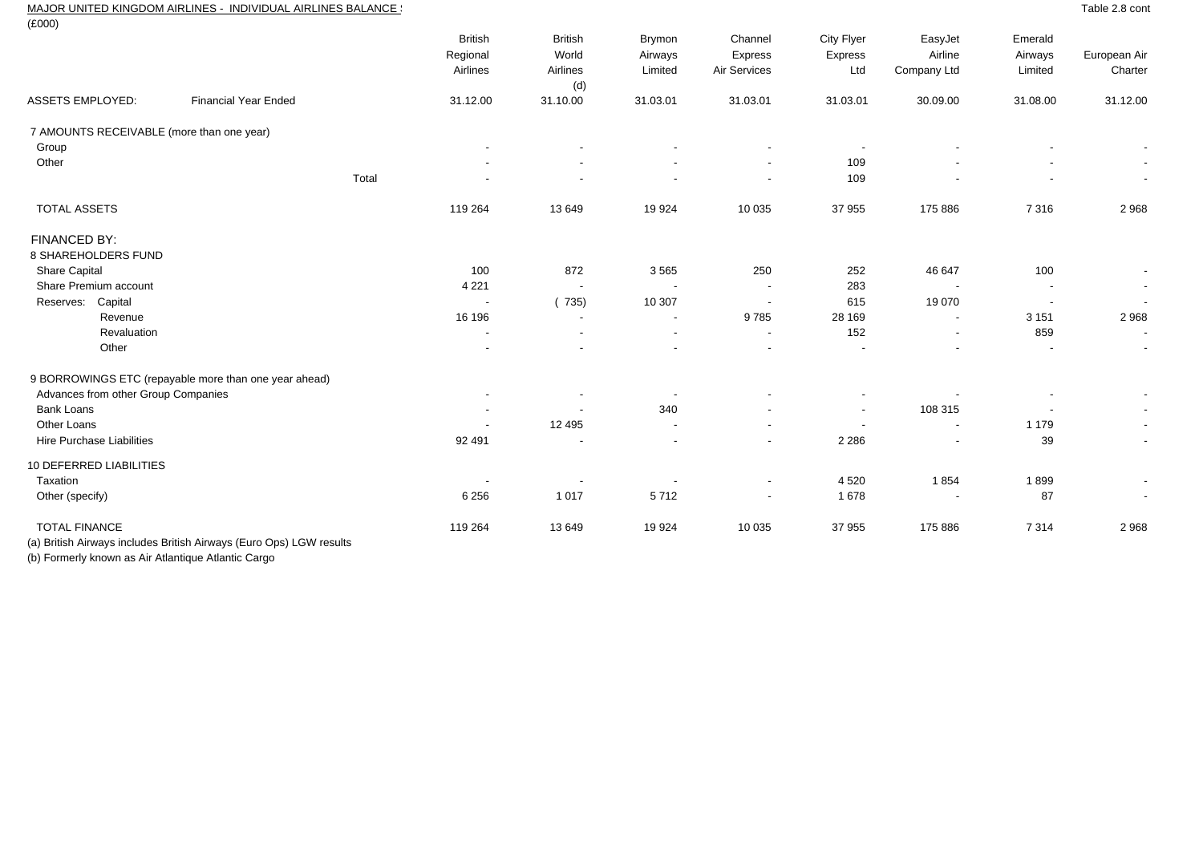MAJOR UNITED KINGDOM AIRLINES - INDIVIDUAL AIRLINES BALANCE S

(£000)

Table 2.8 cont

| ASSETS EMPLOYED: | Financial Year Ended | British Regional Airlines | British World Airlines (d) | Brymon Airways Limited | Channel Express Air Services | City Flyer Express Ltd | EasyJet Airline Company Ltd | Emerald Airways Limited | European Air Charter |
|---|---|---|---|---|---|---|---|---|---|
| | | 31.12.00 | 31.10.00 | 31.03.01 | 31.03.01 | 31.03.01 | 30.09.00 | 31.08.00 | 31.12.00 |
| 7 AMOUNTS RECEIVABLE (more than one year) | | | | | | | | | |
| Group | | - | - | - | - | - | - | - | - |
| Other | | - | - | - | - | 109 | - | - | - |
| | Total | - | - | - | - | 109 | - | - | - |
| TOTAL ASSETS | | 119 264 | 13 649 | 19 924 | 10 035 | 37 955 | 175 886 | 7 316 | 2 968 |
| FINANCED BY: | | | | | | | | | |
| 8 SHAREHOLDERS FUND | | | | | | | | | |
| Share Capital | | 100 | 872 | 3 565 | 250 | 252 | 46 647 | 100 | - |
| Share Premium account | | 4 221 | - | - | - | 283 | - | - | - |
| Reserves: Capital | | - | ( 735) | 10 307 | - | 615 | 19 070 | - | - |
| Revenue | | 16 196 | - | - | 9 785 | 28 169 | - | 3 151 | 2 968 |
| Revaluation | | - | - | - | - | 152 | - | 859 | - |
| Other | | - | - | - | - | - | - | - | - |
| 9 BORROWINGS ETC (repayable more than one year ahead) | | | | | | | | | |
| Advances from other Group Companies | | - | - | - | - | - | - | - | - |
| Bank Loans | | - | - | 340 | - | - | 108 315 | - | - |
| Other Loans | | - | 12 495 | - | - | - | - | 1 179 | - |
| Hire Purchase Liabilities | | 92 491 | - | - | - | 2 286 | - | 39 | - |
| 10 DEFERRED LIABILITIES | | | | | | | | | |
| Taxation | | - | - | - | - | 4 520 | 1 854 | 1 899 | - |
| Other (specify) | | 6 256 | 1 017 | 5 712 | - | 1 678 | - | 87 | - |
| TOTAL FINANCE | | 119 264 | 13 649 | 19 924 | 10 035 | 37 955 | 175 886 | 7 314 | 2 968 |

(a) British Airways includes British Airways (Euro Ops) LGW results

(b) Formerly known as Air Atlantique Atlantic Cargo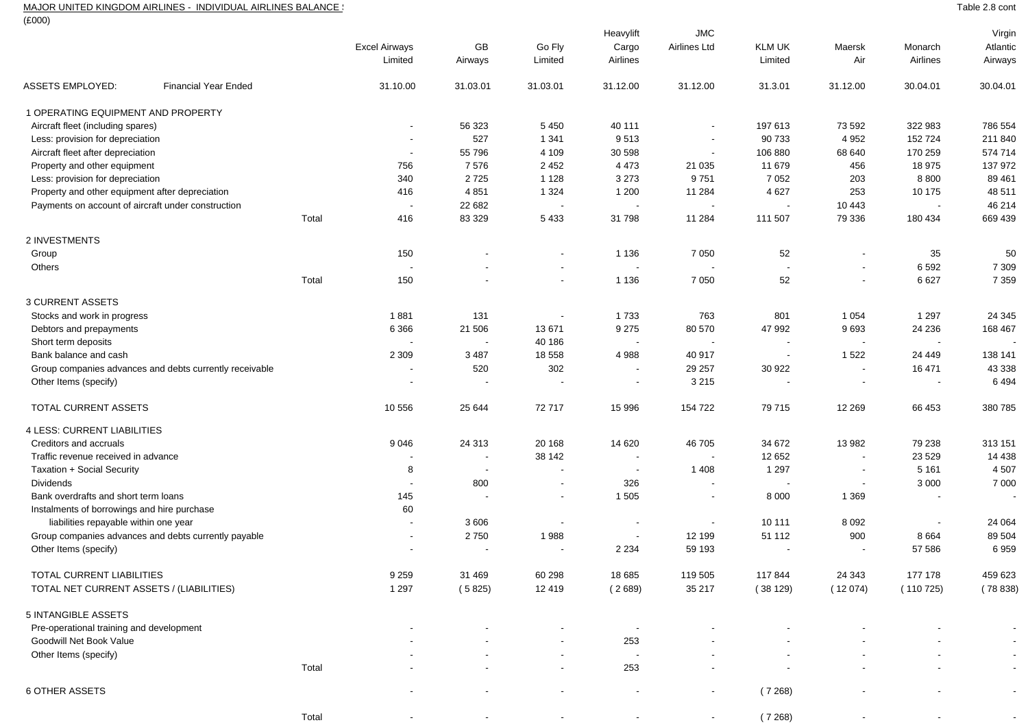MAJOR UNITED KINGDOM AIRLINES - INDIVIDUAL AIRLINES BALANCE S

(£000)

Table 2.8 cont

| ASSETS EMPLOYED: | Financial Year Ended | | Excel Airways Limited | GB Airways | Go Fly Limited | Heavylift Cargo Airlines | JMC Airlines Ltd | KLM UK Limited | Maersk Air | Monarch Airlines | Virgin Atlantic Airways |
|---|---|---|---|---|---|---|---|---|---|---|---|
| | | | 31.10.00 | 31.03.01 | 31.03.01 | 31.12.00 | 31.12.00 | 31.3.01 | 31.12.00 | 30.04.01 | 30.04.01 |
| 1 OPERATING EQUIPMENT AND PROPERTY | | | | | | | | | | | |
| Aircraft fleet (including spares) | | | - | 56 323 | 5 450 | 40 111 | - | 197 613 | 73 592 | 322 983 | 786 554 |
| Less: provision for depreciation | | | - | 527 | 1 341 | 9 513 | - | 90 733 | 4 952 | 152 724 | 211 840 |
| Aircraft fleet after depreciation | | | - | 55 796 | 4 109 | 30 598 | - | 106 880 | 68 640 | 170 259 | 574 714 |
| Property and other equipment | | | 756 | 7 576 | 2 452 | 4 473 | 21 035 | 11 679 | 456 | 18 975 | 137 972 |
| Less: provision for depreciation | | | 340 | 2 725 | 1 128 | 3 273 | 9 751 | 7 052 | 203 | 8 800 | 89 461 |
| Property and other equipment after depreciation | | | 416 | 4 851 | 1 324 | 1 200 | 11 284 | 4 627 | 253 | 10 175 | 48 511 |
| Payments on account of aircraft under construction | | | - | 22 682 | - | - | - | - | 10 443 | - | 46 214 |
| | | Total | 416 | 83 329 | 5 433 | 31 798 | 11 284 | 111 507 | 79 336 | 180 434 | 669 439 |
| 2 INVESTMENTS | | | | | | | | | | | |
| Group | | | 150 | - | - | 1 136 | 7 050 | 52 | - | 35 | 50 |
| Others | | | - | - | - | - | - | - | - | 6 592 | 7 309 |
| | | Total | 150 | - | - | 1 136 | 7 050 | 52 | - | 6 627 | 7 359 |
| 3 CURRENT ASSETS | | | | | | | | | | | |
| Stocks and work in progress | | | 1 881 | 131 | - | 1 733 | 763 | 801 | 1 054 | 1 297 | 24 345 |
| Debtors and prepayments | | | 6 366 | 21 506 | 13 671 | 9 275 | 80 570 | 47 992 | 9 693 | 24 236 | 168 467 |
| Short term deposits | | | - | - | 40 186 | - | - | - | - | - | - |
| Bank balance and cash | | | 2 309 | 3 487 | 18 558 | 4 988 | 40 917 | - | 1 522 | 24 449 | 138 141 |
| Group companies advances and debts currently receivable | | | - | 520 | 302 | - | 29 257 | 30 922 | - | 16 471 | 43 338 |
| Other Items (specify) | | | - | - | - | - | 3 215 | - | - | - | 6 494 |
| TOTAL CURRENT ASSETS | | | 10 556 | 25 644 | 72 717 | 15 996 | 154 722 | 79 715 | 12 269 | 66 453 | 380 785 |
| 4 LESS: CURRENT LIABILITIES | | | | | | | | | | | |
| Creditors and accruals | | | 9 046 | 24 313 | 20 168 | 14 620 | 46 705 | 34 672 | 13 982 | 79 238 | 313 151 |
| Traffic revenue received in advance | | | - | - | 38 142 | - | - | 12 652 | - | 23 529 | 14 438 |
| Taxation + Social Security | | | 8 | - | - | - | 1 408 | 1 297 | - | 5 161 | 4 507 |
| Dividends | | | - | 800 | - | 326 | - | - | - | 3 000 | 7 000 |
| Bank overdrafts and short term loans | | | 145 | - | - | 1 505 | - | 8 000 | 1 369 | - | - |
| Instalments of borrowings and hire purchase | | | 60 | | | | | | | | |
| liabilities repayable within one year | | | - | 3 606 | - | - | - | 10 111 | 8 092 | - | 24 064 |
| Group companies advances and debts currently payable | | | - | 2 750 | 1 988 | - | 12 199 | 51 112 | 900 | 8 664 | 89 504 |
| Other Items (specify) | | | - | - | - | 2 234 | 59 193 | - | - | 57 586 | 6 959 |
| TOTAL CURRENT LIABILITIES | | | 9 259 | 31 469 | 60 298 | 18 685 | 119 505 | 117 844 | 24 343 | 177 178 | 459 623 |
| TOTAL NET CURRENT ASSETS / (LIABILITIES) | | | 1 297 | ( 5 825) | 12 419 | ( 2 689) | 35 217 | ( 38 129) | ( 12 074) | ( 110 725) | ( 78 838) |
| 5 INTANGIBLE ASSETS | | | | | | | | | | | |
| Pre-operational training and development | | | - | - | - | - | - | - | - | - | - |
| Goodwill Net Book Value | | | - | - | - | 253 | - | - | - | - | - |
| Other Items (specify) | | | - | - | - | - | - | - | - | - | - |
| | | Total | - | - | - | 253 | - | - | - | - | - |
| 6 OTHER ASSETS | | | - | - | - | - | - | ( 7 268) | - | - | - |
| | | Total | - | - | - | - | - | ( 7 268) | - | - | - |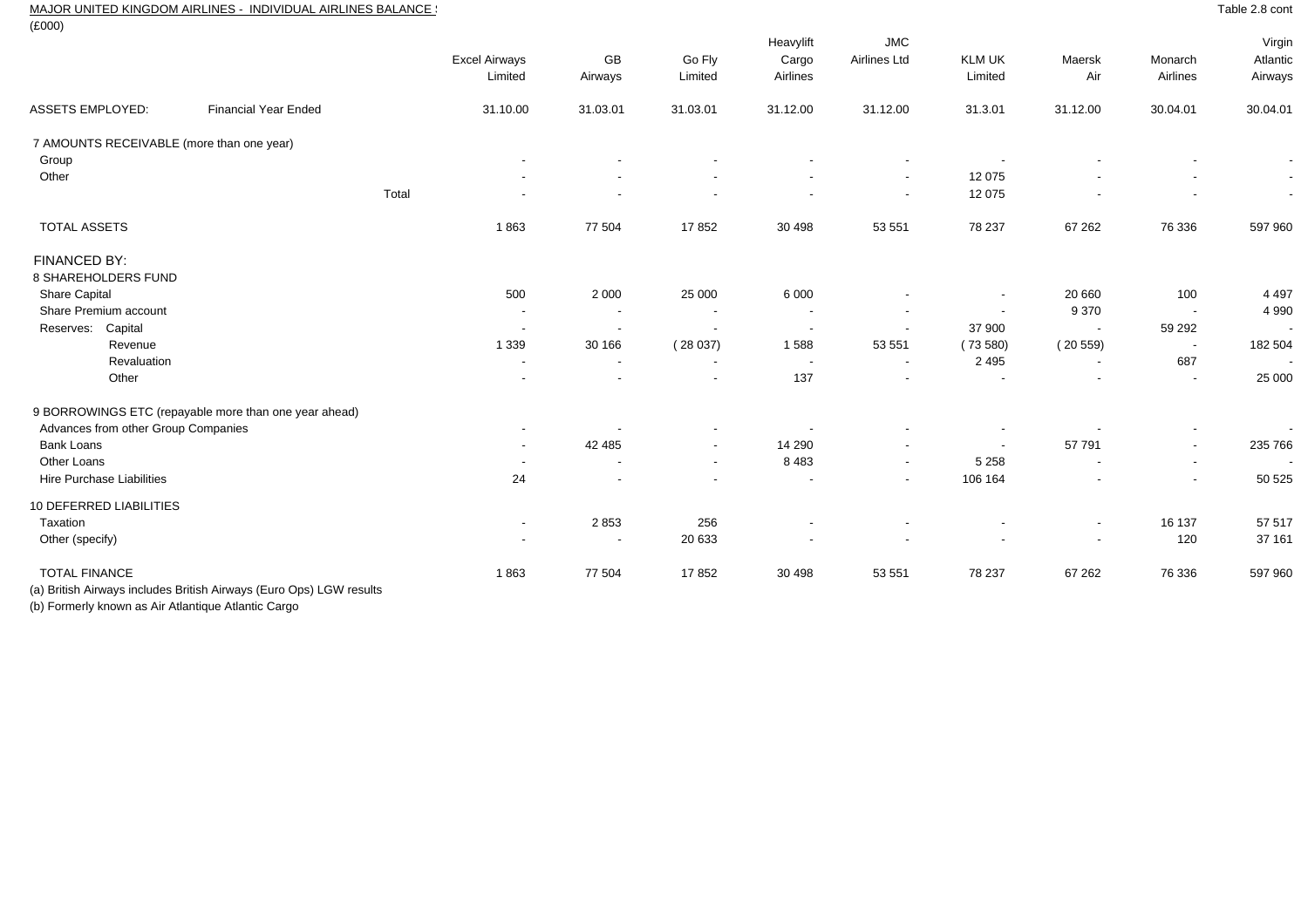MAJOR UNITED KINGDOM AIRLINES - INDIVIDUAL AIRLINES BALANCE !

Table 2.8 cont

(£000)

| | | Excel Airways Limited | GB Airways | Go Fly Limited | Heavylift Cargo Airlines | JMC Airlines Ltd | KLM UK Limited | Maersk Air | Monarch Airlines | Virgin Atlantic Airways |
|---|---|---|---|---|---|---|---|---|---|---|
| ASSETS EMPLOYED: | Financial Year Ended | 31.10.00 | 31.03.01 | 31.03.01 | 31.12.00 | 31.12.00 | 31.3.01 | 31.12.00 | 30.04.01 | 30.04.01 |
| 7 AMOUNTS RECEIVABLE (more than one year) | | | | | | | | | | |
| Group | | - | - | - | - | - | - | - | - | - |
| Other | | - | - | - | - | - | 12 075 | - | - | - |
| | Total | - | - | - | - | - | 12 075 | - | - | - |
| TOTAL ASSETS | | 1 863 | 77 504 | 17 852 | 30 498 | 53 551 | 78 237 | 67 262 | 76 336 | 597 960 |
| FINANCED BY: | | | | | | | | | | |
| 8 SHAREHOLDERS FUND | | | | | | | | | | |
| Share Capital | | 500 | 2 000 | 25 000 | 6 000 | - | - | 20 660 | 100 | 4 497 |
| Share Premium account | | - | - | - | - | - | - | 9 370 | - | 4 990 |
| Reserves: Capital | | - | - | - | - | - | 37 900 | - | 59 292 | - |
| Revenue | | 1 339 | 30 166 | ( 28 037) | 1 588 | 53 551 | ( 73 580) | ( 20 559) | - | 182 504 |
| Revaluation | | - | - | - | - | - | 2 495 | - | 687 | - |
| Other | | - | - | - | 137 | - | - | - | - | 25 000 |
| 9 BORROWINGS ETC (repayable more than one year ahead) | | | | | | | | | | |
| Advances from other Group Companies | | - | - | - | - | - | - | - | - | - |
| Bank Loans | | - | 42 485 | - | 14 290 | - | - | 57 791 | - | 235 766 |
| Other Loans | | - | - | - | 8 483 | - | 5 258 | - | - | - |
| Hire Purchase Liabilities | | 24 | - | - | - | - | 106 164 | - | - | 50 525 |
| 10 DEFERRED LIABILITIES | | | | | | | | | | |
| Taxation | | - | 2 853 | 256 | - | - | - | - | 16 137 | 57 517 |
| Other (specify) | | - | - | 20 633 | - | - | - | - | 120 | 37 161 |
| TOTAL FINANCE | | 1 863 | 77 504 | 17 852 | 30 498 | 53 551 | 78 237 | 67 262 | 76 336 | 597 960 |

(a) British Airways includes British Airways (Euro Ops) LGW results

(b) Formerly known as Air Atlantique Atlantic Cargo